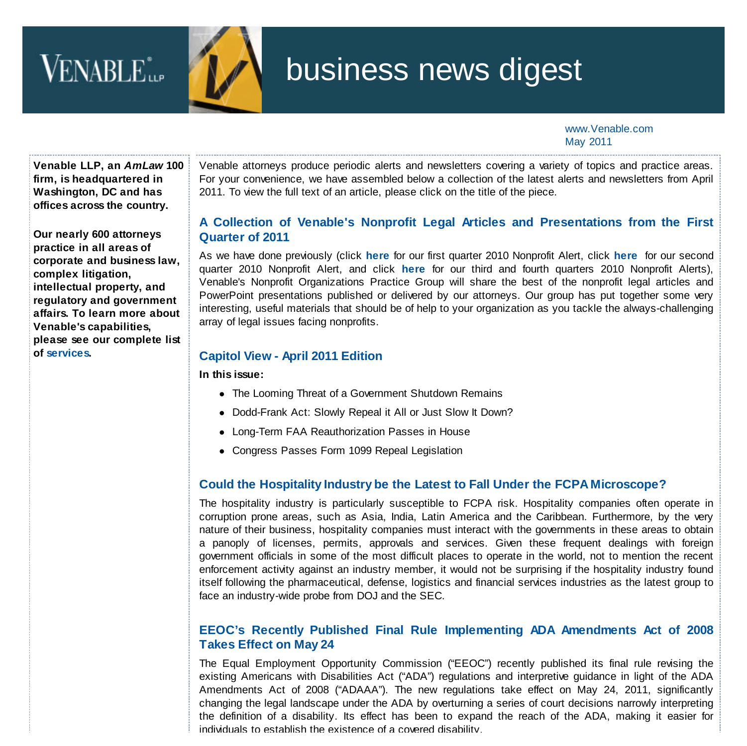# business news digest

www.Venable.com
May 2011

**Venable LLP, an *AmLaw* 100 firm, is headquartered in Washington, DC and has offices across the country.**

**Our nearly 600 attorneys practice in all areas of corporate and business law, complex litigation, intellectual property, and regulatory and government affairs. To learn more about Venable's capabilities, please see our complete list of services.**

Venable attorneys produce periodic alerts and newsletters covering a variety of topics and practice areas. For your convenience, we have assembled below a collection of the latest alerts and newsletters from April 2011. To view the full text of an article, please click on the title of the piece.

### A Collection of Venable's Nonprofit Legal Articles and Presentations from the First Quarter of 2011

As we have done previously (click **here** for our first quarter 2010 Nonprofit Alert, click **here** for our second quarter 2010 Nonprofit Alert, and click **here** for our third and fourth quarters 2010 Nonprofit Alerts), Venable's Nonprofit Organizations Practice Group will share the best of the nonprofit legal articles and PowerPoint presentations published or delivered by our attorneys. Our group has put together some very interesting, useful materials that should be of help to your organization as you tackle the always-challenging array of legal issues facing nonprofits.

### Capitol View - April 2011 Edition

**In this issue:**

- The Looming Threat of a Government Shutdown Remains
- Dodd-Frank Act: Slowly Repeal it All or Just Slow It Down?
- Long-Term FAA Reauthorization Passes in House
- Congress Passes Form 1099 Repeal Legislation

### Could the Hospitality Industry be the Latest to Fall Under the FCPA Microscope?

The hospitality industry is particularly susceptible to FCPA risk. Hospitality companies often operate in corruption prone areas, such as Asia, India, Latin America and the Caribbean. Furthermore, by the very nature of their business, hospitality companies must interact with the governments in these areas to obtain a panoply of licenses, permits, approvals and services. Given these frequent dealings with foreign government officials in some of the most difficult places to operate in the world, not to mention the recent enforcement activity against an industry member, it would not be surprising if the hospitality industry found itself following the pharmaceutical, defense, logistics and financial services industries as the latest group to face an industry-wide probe from DOJ and the SEC.

### EEOC's Recently Published Final Rule Implementing ADA Amendments Act of 2008 Takes Effect on May 24

The Equal Employment Opportunity Commission ("EEOC") recently published its final rule revising the existing Americans with Disabilities Act ("ADA") regulations and interpretive guidance in light of the ADA Amendments Act of 2008 ("ADAAA"). The new regulations take effect on May 24, 2011, significantly changing the legal landscape under the ADA by overturning a series of court decisions narrowly interpreting the definition of a disability. Its effect has been to expand the reach of the ADA, making it easier for individuals to establish the existence of a covered disability.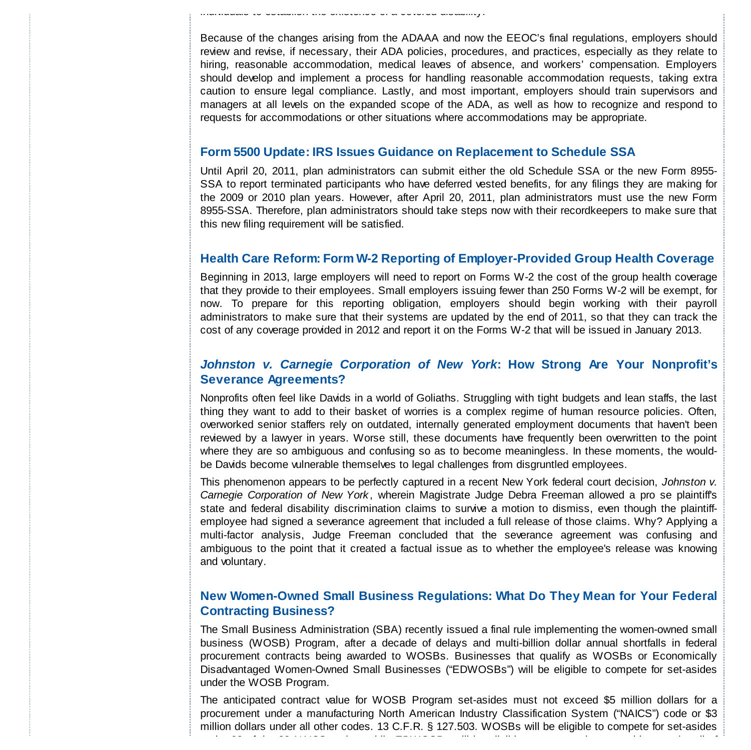Because of the changes arising from the ADAAA and now the EEOC's final regulations, employers should review and revise, if necessary, their ADA policies, procedures, and practices, especially as they relate to hiring, reasonable accommodation, medical leaves of absence, and workers' compensation. Employers should develop and implement a process for handling reasonable accommodation requests, taking extra caution to ensure legal compliance. Lastly, and most important, employers should train supervisors and managers at all levels on the expanded scope of the ADA, as well as how to recognize and respond to requests for accommodations or other situations where accommodations may be appropriate.

## Form 5500 Update: IRS Issues Guidance on Replacement to Schedule SSA

Until April 20, 2011, plan administrators can submit either the old Schedule SSA or the new Form 8955-SSA to report terminated participants who have deferred vested benefits, for any filings they are making for the 2009 or 2010 plan years. However, after April 20, 2011, plan administrators must use the new Form 8955-SSA. Therefore, plan administrators should take steps now with their recordkeepers to make sure that this new filing requirement will be satisfied.

## Health Care Reform: Form W-2 Reporting of Employer-Provided Group Health Coverage

Beginning in 2013, large employers will need to report on Forms W-2 the cost of the group health coverage that they provide to their employees. Small employers issuing fewer than 250 Forms W-2 will be exempt, for now. To prepare for this reporting obligation, employers should begin working with their payroll administrators to make sure that their systems are updated by the end of 2011, so that they can track the cost of any coverage provided in 2012 and report it on the Forms W-2 that will be issued in January 2013.

## *Johnston v. Carnegie Corporation of New York*: How Strong Are Your Nonprofit's Severance Agreements?

Nonprofits often feel like Davids in a world of Goliaths. Struggling with tight budgets and lean staffs, the last thing they want to add to their basket of worries is a complex regime of human resource policies. Often, overworked senior staffers rely on outdated, internally generated employment documents that haven't been reviewed by a lawyer in years. Worse still, these documents have frequently been overwritten to the point where they are so ambiguous and confusing so as to become meaningless. In these moments, the would-be Davids become vulnerable themselves to legal challenges from disgruntled employees.

This phenomenon appears to be perfectly captured in a recent New York federal court decision, *Johnston v. Carnegie Corporation of New York*, wherein Magistrate Judge Debra Freeman allowed a pro se plaintiff's state and federal disability discrimination claims to survive a motion to dismiss, even though the plaintiff-employee had signed a severance agreement that included a full release of those claims. Why? Applying a multi-factor analysis, Judge Freeman concluded that the severance agreement was confusing and ambiguous to the point that it created a factual issue as to whether the employee's release was knowing and voluntary.

## New Women-Owned Small Business Regulations: What Do They Mean for Your Federal Contracting Business?

The Small Business Administration (SBA) recently issued a final rule implementing the women-owned small business (WOSB) Program, after a decade of delays and multi-billion dollar annual shortfalls in federal procurement contracts being awarded to WOSBs. Businesses that qualify as WOSBs or Economically Disadvantaged Women-Owned Small Businesses ("EDWOSBs") will be eligible to compete for set-asides under the WOSB Program.

The anticipated contract value for WOSB Program set-asides must not exceed $5 million dollars for a procurement under a manufacturing North American Industry Classification System ("NAICS") code or $3 million dollars under all other codes. 13 C.F.R. § 127.503. WOSBs will be eligible to compete for set-asides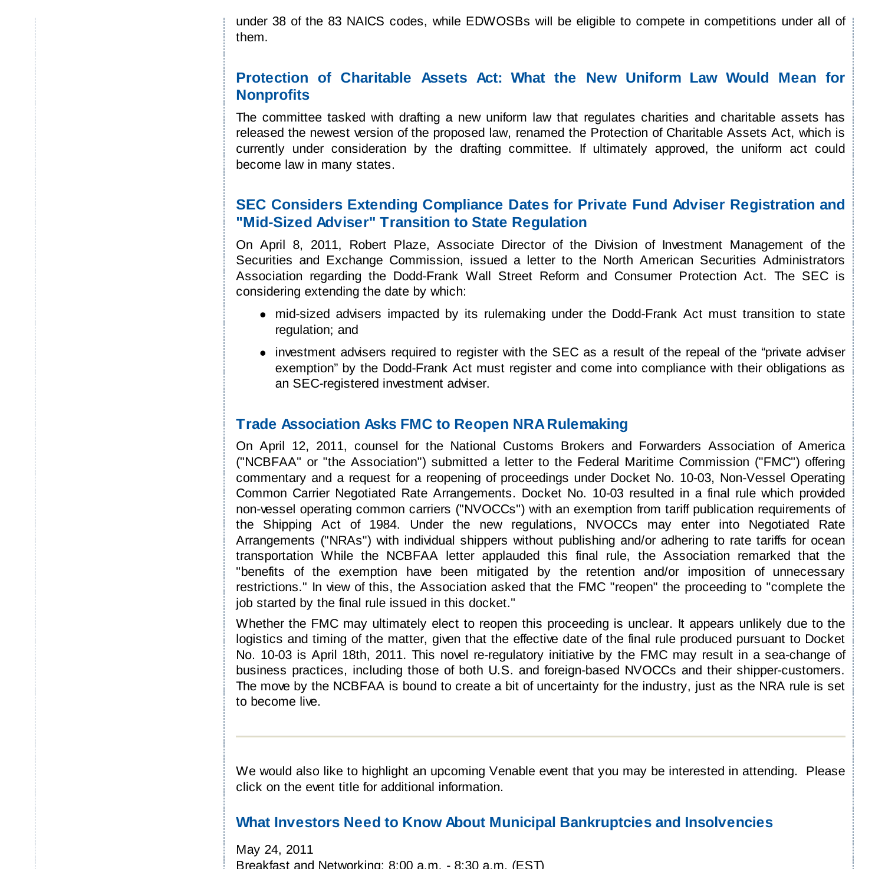under 38 of the 83 NAICS codes, while EDWOSBs will be eligible to compete in competitions under all of them.

### Protection of Charitable Assets Act: What the New Uniform Law Would Mean for Nonprofits

The committee tasked with drafting a new uniform law that regulates charities and charitable assets has released the newest version of the proposed law, renamed the Protection of Charitable Assets Act, which is currently under consideration by the drafting committee. If ultimately approved, the uniform act could become law in many states.

### SEC Considers Extending Compliance Dates for Private Fund Adviser Registration and "Mid-Sized Adviser" Transition to State Regulation

On April 8, 2011, Robert Plaze, Associate Director of the Division of Investment Management of the Securities and Exchange Commission, issued a letter to the North American Securities Administrators Association regarding the Dodd-Frank Wall Street Reform and Consumer Protection Act. The SEC is considering extending the date by which:

- mid-sized advisers impacted by its rulemaking under the Dodd-Frank Act must transition to state regulation; and
- investment advisers required to register with the SEC as a result of the repeal of the “private adviser exemption” by the Dodd-Frank Act must register and come into compliance with their obligations as an SEC-registered investment adviser.

### Trade Association Asks FMC to Reopen NRA Rulemaking

On April 12, 2011, counsel for the National Customs Brokers and Forwarders Association of America ("NCBFAA" or "the Association") submitted a letter to the Federal Maritime Commission ("FMC") offering commentary and a request for a reopening of proceedings under Docket No. 10-03, Non-Vessel Operating Common Carrier Negotiated Rate Arrangements. Docket No. 10-03 resulted in a final rule which provided non-vessel operating common carriers ("NVOCCs") with an exemption from tariff publication requirements of the Shipping Act of 1984. Under the new regulations, NVOCCs may enter into Negotiated Rate Arrangements ("NRAs") with individual shippers without publishing and/or adhering to rate tariffs for ocean transportation While the NCBFAA letter applauded this final rule, the Association remarked that the "benefits of the exemption have been mitigated by the retention and/or imposition of unnecessary restrictions." In view of this, the Association asked that the FMC "reopen" the proceeding to "complete the job started by the final rule issued in this docket."

Whether the FMC may ultimately elect to reopen this proceeding is unclear. It appears unlikely due to the logistics and timing of the matter, given that the effective date of the final rule produced pursuant to Docket No. 10-03 is April 18th, 2011. This novel re-regulatory initiative by the FMC may result in a sea-change of business practices, including those of both U.S. and foreign-based NVOCCs and their shipper-customers. The move by the NCBFAA is bound to create a bit of uncertainty for the industry, just as the NRA rule is set to become live.

---

We would also like to highlight an upcoming Venable event that you may be interested in attending. Please click on the event title for additional information.

### What Investors Need to Know About Municipal Bankruptcies and Insolvencies

May 24, 2011
Breakfast and Networking: 8:00 a.m. - 8:30 a.m. (EST)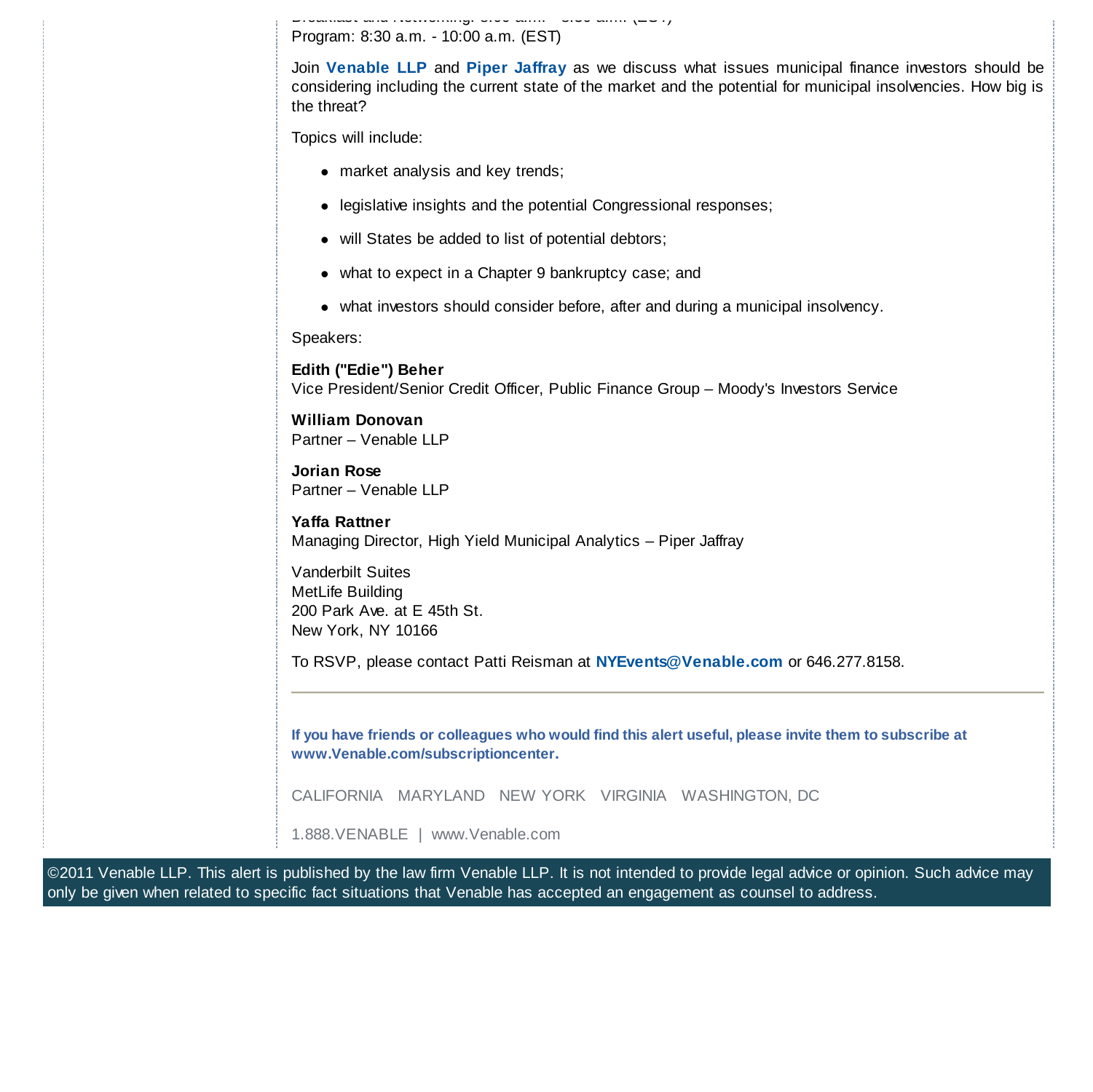Breakfast and Networking: 8:00 a.m. - 8:30 a.m. (EST)
Program: 8:30 a.m. - 10:00 a.m. (EST)

Join **Venable LLP** and **Piper Jaffray** as we discuss what issues municipal finance investors should be considering including the current state of the market and the potential for municipal insolvencies. How big is the threat?

Topics will include:

- market analysis and key trends;
- legislative insights and the potential Congressional responses;
- will States be added to list of potential debtors;
- what to expect in a Chapter 9 bankruptcy case; and
- what investors should consider before, after and during a municipal insolvency.

Speakers:

**Edith ("Edie") Beher**
Vice President/Senior Credit Officer, Public Finance Group – Moody's Investors Service

**William Donovan**
Partner – Venable LLP

**Jorian Rose**
Partner – Venable LLP

**Yaffa Rattner**
Managing Director, High Yield Municipal Analytics – Piper Jaffray

Vanderbilt Suites
MetLife Building
200 Park Ave. at E 45th St.
New York, NY 10166

To RSVP, please contact Patti Reisman at **NYEvents@Venable.com** or 646.277.8158.

---

**If you have friends or colleagues who would find this alert useful, please invite them to subscribe at www.Venable.com/subscriptioncenter.**

CALIFORNIA MARYLAND NEW YORK VIRGINIA WASHINGTON, DC

1.888.VENABLE | www.Venable.com

©2011 Venable LLP. This alert is published by the law firm Venable LLP. It is not intended to provide legal advice or opinion. Such advice may only be given when related to specific fact situations that Venable has accepted an engagement as counsel to address.